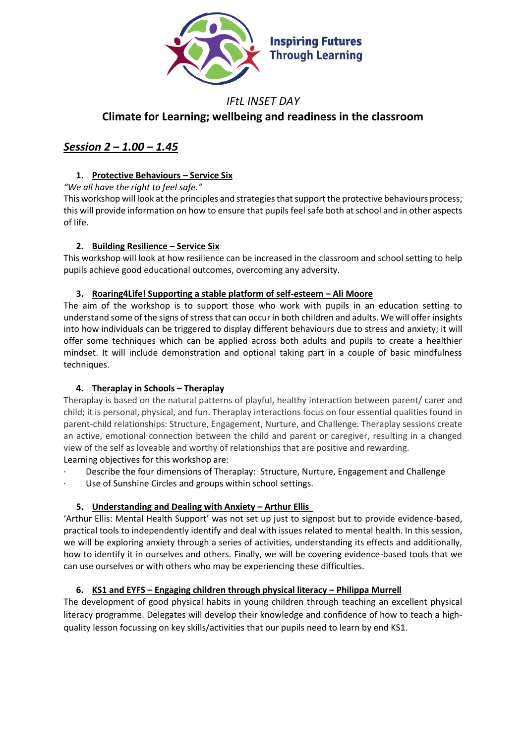Inspiring Futures Through Learning

*IFtL INSET DAY*

# Climate for Learning; wellbeing and readiness in the classroom

## *Session 2 – 1.00 – 1.45*

### 1. Protective Behaviours – Service Six

*"We all have the right to feel safe."*

This workshop will look at the principles and strategies that support the protective behaviours process; this will provide information on how to ensure that pupils feel safe both at school and in other aspects of life.

### 2. Building Resilience – Service Six

This workshop will look at how resilience can be increased in the classroom and school setting to help pupils achieve good educational outcomes, overcoming any adversity.

### 3. Roaring4Life! Supporting a stable platform of self-esteem – Ali Moore

The aim of the workshop is to support those who work with pupils in an education setting to understand some of the signs of stress that can occur in both children and adults. We will offer insights into how individuals can be triggered to display different behaviours due to stress and anxiety; it will offer some techniques which can be applied across both adults and pupils to create a healthier mindset. It will include demonstration and optional taking part in a couple of basic mindfulness techniques.

### 4. Theraplay in Schools – Theraplay

Theraplay is based on the natural patterns of playful, healthy interaction between parent/ carer and child; it is personal, physical, and fun. Theraplay interactions focus on four essential qualities found in parent-child relationships: Structure, Engagement, Nurture, and Challenge. Theraplay sessions create an active, emotional connection between the child and parent or caregiver, resulting in a changed view of the self as loveable and worthy of relationships that are positive and rewarding.

Learning objectives for this workshop are:

- Describe the four dimensions of Theraplay: Structure, Nurture, Engagement and Challenge
- Use of Sunshine Circles and groups within school settings.

### 5. Understanding and Dealing with Anxiety – Arthur Ellis

'Arthur Ellis: Mental Health Support' was not set up just to signpost but to provide evidence-based, practical tools to independently identify and deal with issues related to mental health. In this session, we will be exploring anxiety through a series of activities, understanding its effects and additionally, how to identify it in ourselves and others. Finally, we will be covering evidence-based tools that we can use ourselves or with others who may be experiencing these difficulties.

### 6. KS1 and EYFS – Engaging children through physical literacy – Philippa Murrell

The development of good physical habits in young children through teaching an excellent physical literacy programme. Delegates will develop their knowledge and confidence of how to teach a high-quality lesson focussing on key skills/activities that our pupils need to learn by end KS1.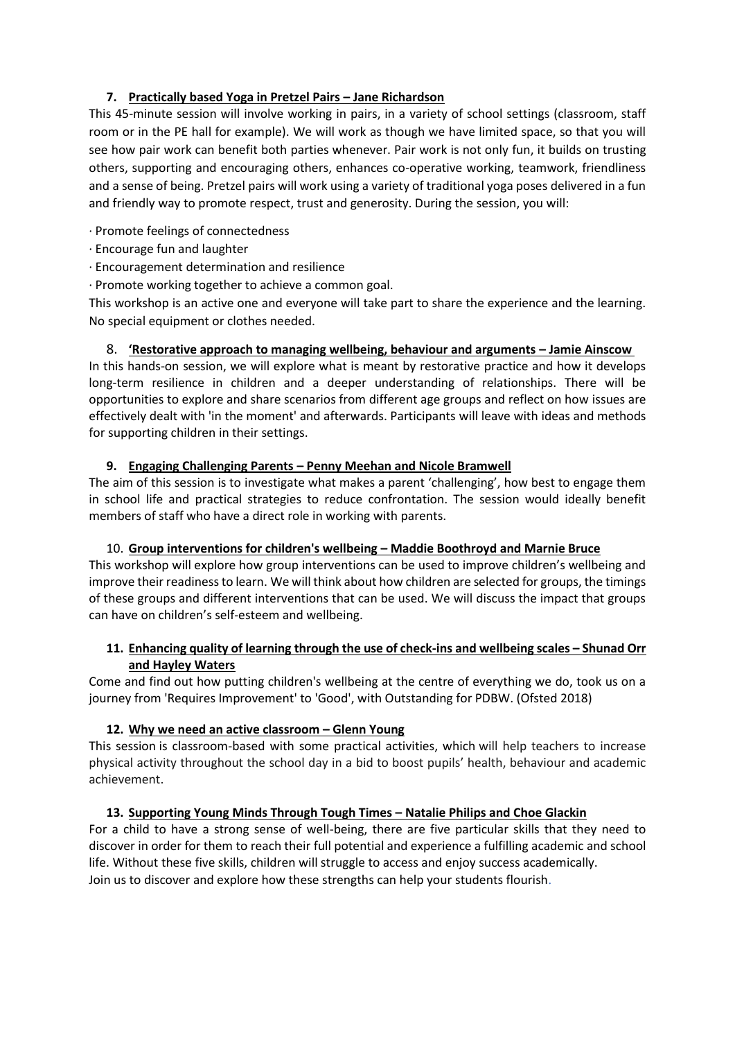### 7. Practically based Yoga in Pretzel Pairs – Jane Richardson

This 45-minute session will involve working in pairs, in a variety of school settings (classroom, staff room or in the PE hall for example). We will work as though we have limited space, so that you will see how pair work can benefit both parties whenever. Pair work is not only fun, it builds on trusting others, supporting and encouraging others, enhances co-operative working, teamwork, friendliness and a sense of being. Pretzel pairs will work using a variety of traditional yoga poses delivered in a fun and friendly way to promote respect, trust and generosity. During the session, you will:

- Promote feelings of connectedness
- Encourage fun and laughter
- Encouragement determination and resilience
- Promote working together to achieve a common goal.

This workshop is an active one and everyone will take part to share the experience and the learning. No special equipment or clothes needed.

### 8. 'Restorative approach to managing wellbeing, behaviour and arguments – Jamie Ainscow

In this hands-on session, we will explore what is meant by restorative practice and how it develops long-term resilience in children and a deeper understanding of relationships. There will be opportunities to explore and share scenarios from different age groups and reflect on how issues are effectively dealt with 'in the moment' and afterwards. Participants will leave with ideas and methods for supporting children in their settings.

### 9. Engaging Challenging Parents – Penny Meehan and Nicole Bramwell

The aim of this session is to investigate what makes a parent 'challenging', how best to engage them in school life and practical strategies to reduce confrontation. The session would ideally benefit members of staff who have a direct role in working with parents.

### 10. Group interventions for children's wellbeing – Maddie Boothroyd and Marnie Bruce

This workshop will explore how group interventions can be used to improve children's wellbeing and improve their readiness to learn. We will think about how children are selected for groups, the timings of these groups and different interventions that can be used. We will discuss the impact that groups can have on children's self-esteem and wellbeing.

### 11. Enhancing quality of learning through the use of check-ins and wellbeing scales – Shunad Orr and Hayley Waters

Come and find out how putting children's wellbeing at the centre of everything we do, took us on a journey from 'Requires Improvement' to 'Good', with Outstanding for PDBW. (Ofsted 2018)

### 12. Why we need an active classroom – Glenn Young

This session is classroom-based with some practical activities, which will help teachers to increase physical activity throughout the school day in a bid to boost pupils' health, behaviour and academic achievement.

### 13. Supporting Young Minds Through Tough Times – Natalie Philips and Choe Glackin

For a child to have a strong sense of well-being, there are five particular skills that they need to discover in order for them to reach their full potential and experience a fulfilling academic and school life. Without these five skills, children will struggle to access and enjoy success academically.
Join us to discover and explore how these strengths can help your students flourish.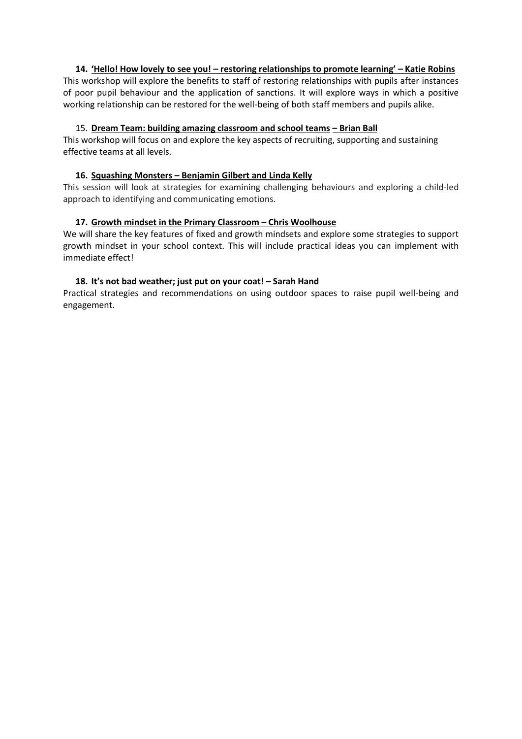**14. <u>'Hello! How lovely to see you! – restoring relationships to promote learning' – Katie Robins</u>**

This workshop will explore the benefits to staff of restoring relationships with pupils after instances of poor pupil behaviour and the application of sanctions. It will explore ways in which a positive working relationship can be restored for the well-being of both staff members and pupils alike.

15. **<u>Dream Team: building amazing classroom and school teams – Brian Ball</u>**

This workshop will focus on and explore the key aspects of recruiting, supporting and sustaining effective teams at all levels.

**16. <u>Squashing Monsters – Benjamin Gilbert and Linda Kelly</u>**

This session will look at strategies for examining challenging behaviours and exploring a child-led approach to identifying and communicating emotions.

**17. <u>Growth mindset in the Primary Classroom – Chris Woolhouse</u>**

We will share the key features of fixed and growth mindsets and explore some strategies to support growth mindset in your school context. This will include practical ideas you can implement with immediate effect!

**18. <u>It's not bad weather; just put on your coat! – Sarah Hand</u>**

Practical strategies and recommendations on using outdoor spaces to raise pupil well-being and engagement.